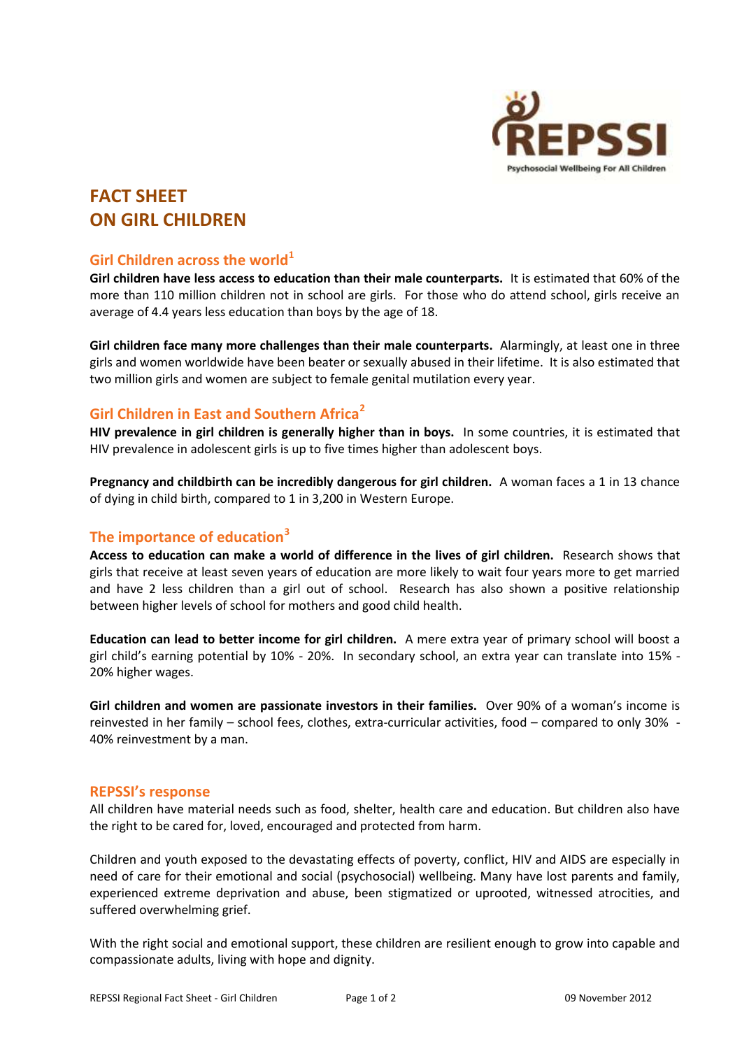# FACT SHEET ON GIRL CHILDREN

## Girl Children across the world[1]

**Girl children have less access to education than their male counterparts.** It is estimated that 60% of the more than 110 million children not in school are girls. For those who do attend school, girls receive an average of 4.4 years less education than boys by the age of 18.

**Girl children face many more challenges than their male counterparts.** Alarmingly, at least one in three girls and women worldwide have been beater or sexually abused in their lifetime. It is also estimated that two million girls and women are subject to female genital mutilation every year.

## Girl Children in East and Southern Africa[2]

**HIV prevalence in girl children is generally higher than in boys.** In some countries, it is estimated that HIV prevalence in adolescent girls is up to five times higher than adolescent boys.

**Pregnancy and childbirth can be incredibly dangerous for girl children.** A woman faces a 1 in 13 chance of dying in child birth, compared to 1 in 3,200 in Western Europe.

## The importance of education[3]

**Access to education can make a world of difference in the lives of girl children.** Research shows that girls that receive at least seven years of education are more likely to wait four years more to get married and have 2 less children than a girl out of school. Research has also shown a positive relationship between higher levels of school for mothers and good child health.

**Education can lead to better income for girl children.** A mere extra year of primary school will boost a girl child's earning potential by 10% - 20%. In secondary school, an extra year can translate into 15% - 20% higher wages.

**Girl children and women are passionate investors in their families.** Over 90% of a woman's income is reinvested in her family – school fees, clothes, extra-curricular activities, food – compared to only 30% - 40% reinvestment by a man.

## REPSSI's response

All children have material needs such as food, shelter, health care and education. But children also have the right to be cared for, loved, encouraged and protected from harm.

Children and youth exposed to the devastating effects of poverty, conflict, HIV and AIDS are especially in need of care for their emotional and social (psychosocial) wellbeing. Many have lost parents and family, experienced extreme deprivation and abuse, been stigmatized or uprooted, witnessed atrocities, and suffered overwhelming grief.

With the right social and emotional support, these children are resilient enough to grow into capable and compassionate adults, living with hope and dignity.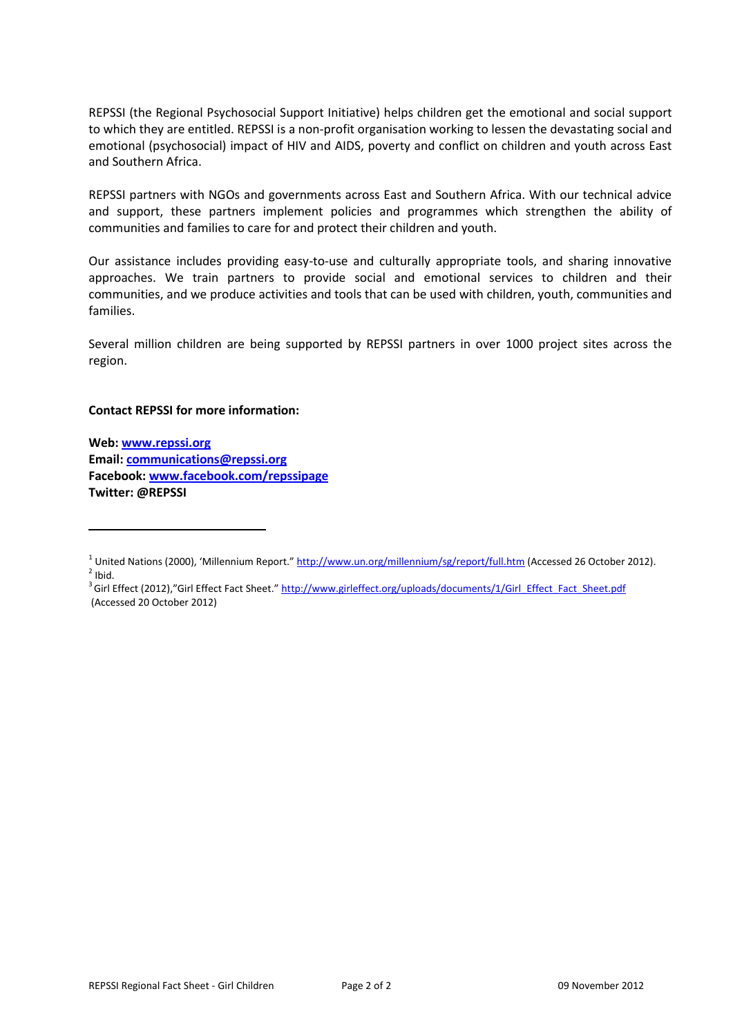REPSSI (the Regional Psychosocial Support Initiative) helps children get the emotional and social support to which they are entitled. REPSSI is a non-profit organisation working to lessen the devastating social and emotional (psychosocial) impact of HIV and AIDS, poverty and conflict on children and youth across East and Southern Africa.

REPSSI partners with NGOs and governments across East and Southern Africa. With our technical advice and support, these partners implement policies and programmes which strengthen the ability of communities and families to care for and protect their children and youth.

Our assistance includes providing easy-to-use and culturally appropriate tools, and sharing innovative approaches. We train partners to provide social and emotional services to children and their communities, and we produce activities and tools that can be used with children, youth, communities and families.

Several million children are being supported by REPSSI partners in over 1000 project sites across the region.

**Contact REPSSI for more information:**

**Web: [www.repssi.org](http://www.repssi.org)**
**Email: [communications@repssi.org](mailto:communications@repssi.org)**
**Facebook: [www.facebook.com/repssipage](http://www.facebook.com/repssipage)**
**Twitter: @REPSSI**

---

[1] United Nations (2000), 'Millennium Report." http://www.un.org/millennium/sg/report/full.htm (Accessed 26 October 2012).
[2] Ibid.
[3] Girl Effect (2012),"Girl Effect Fact Sheet." http://www.girleffect.org/uploads/documents/1/Girl_Effect_Fact_Sheet.pdf (Accessed 20 October 2012)